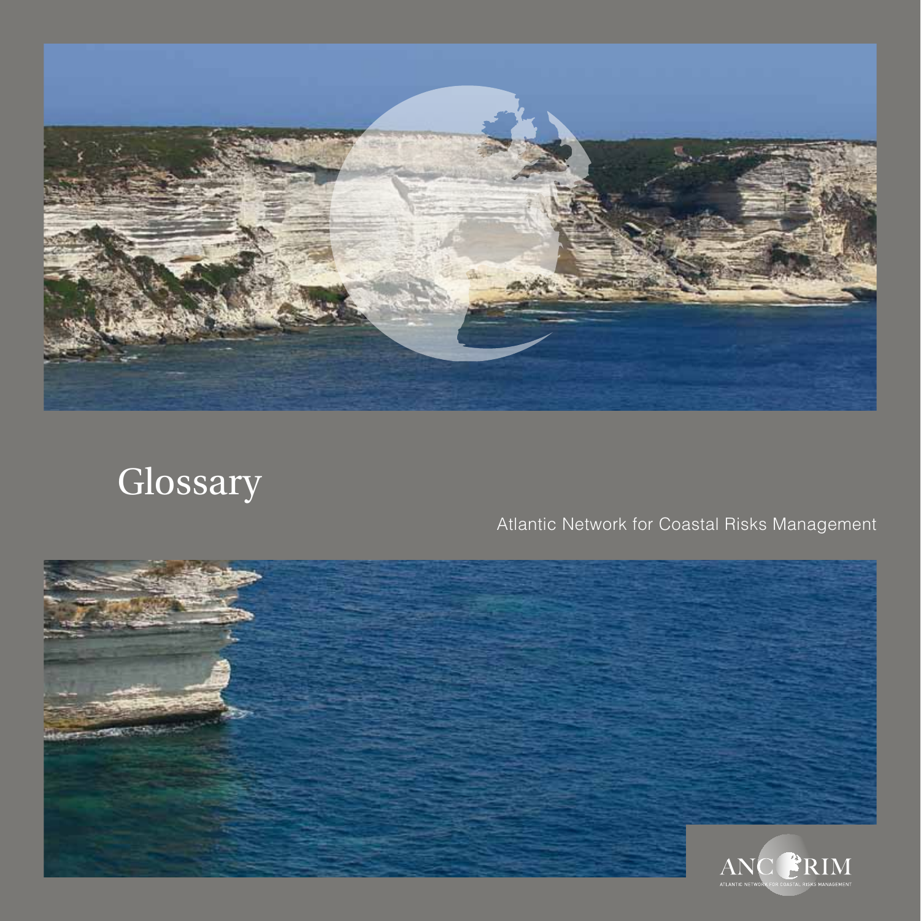# Glossary

Atlantic Network for Coastal Risks Management

ANCORIM

ATLANTIC NETWORK FOR COASTAL RISKS MANAGEMENT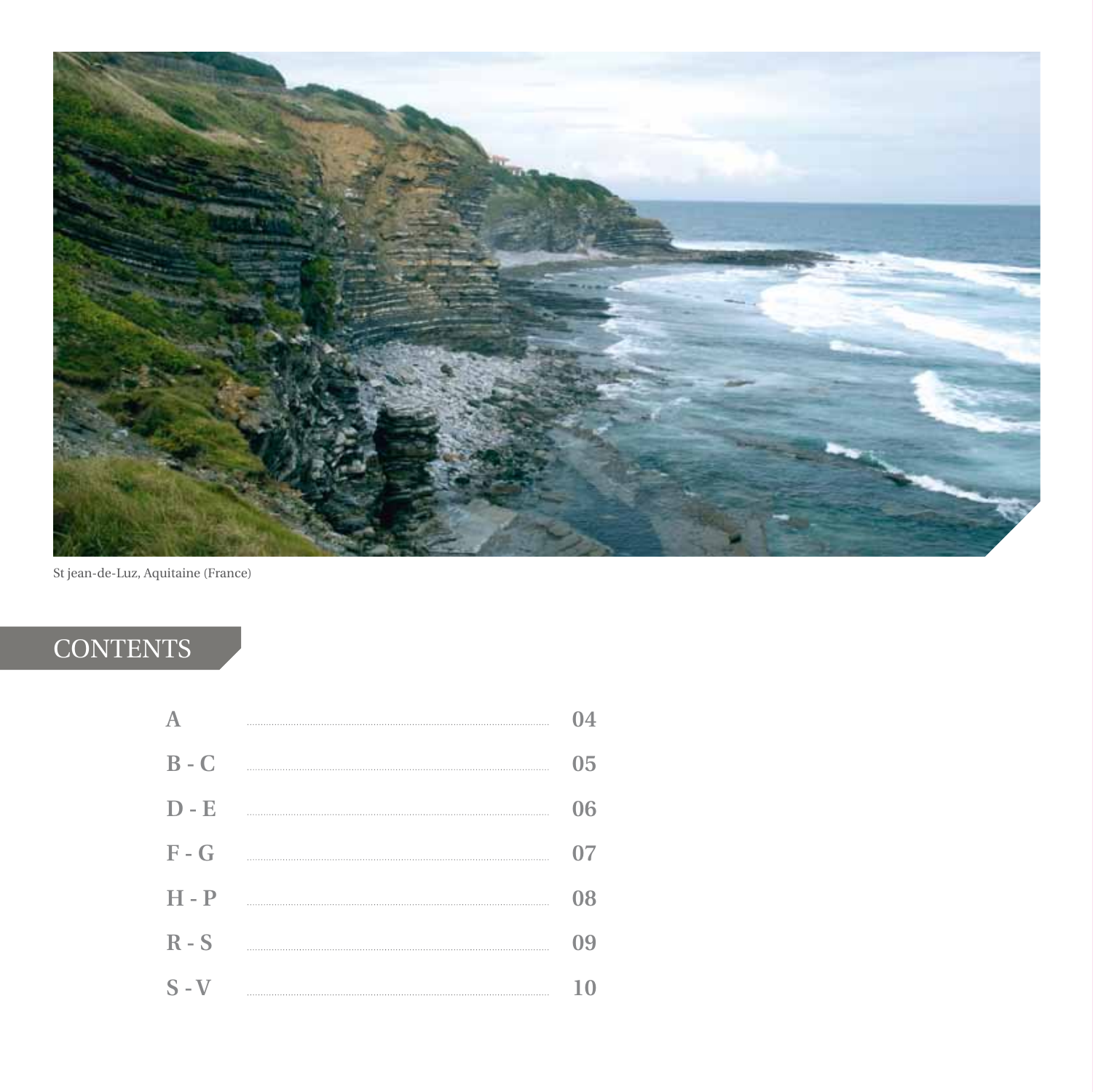St jean-de-Luz, Aquitaine (France)

## CONTENTS

| | |
|---|---|
| A | 04 |
| B - C | 05 |
| D - E | 06 |
| F - G | 07 |
| H - P | 08 |
| R - S | 09 |
| S - V | 10 |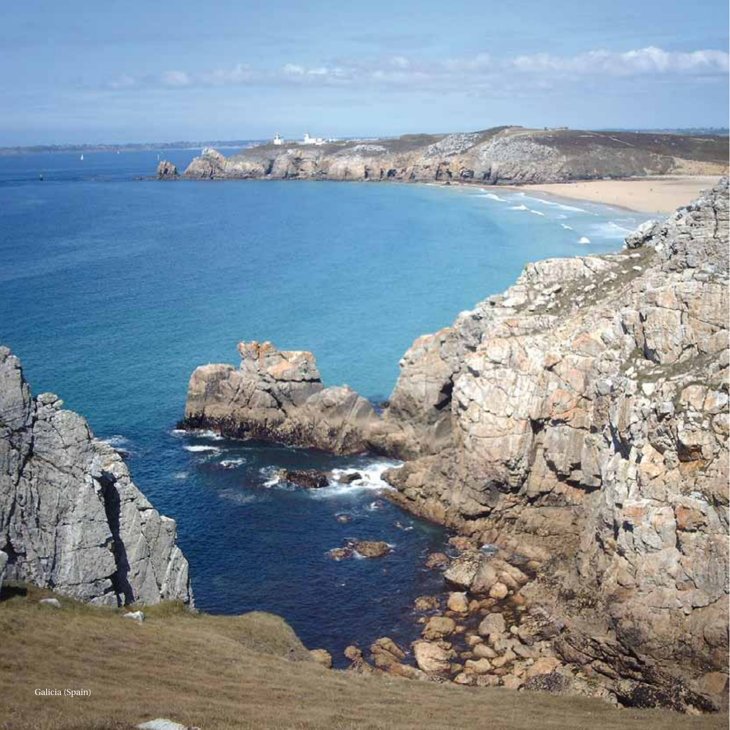Galicia (Spain)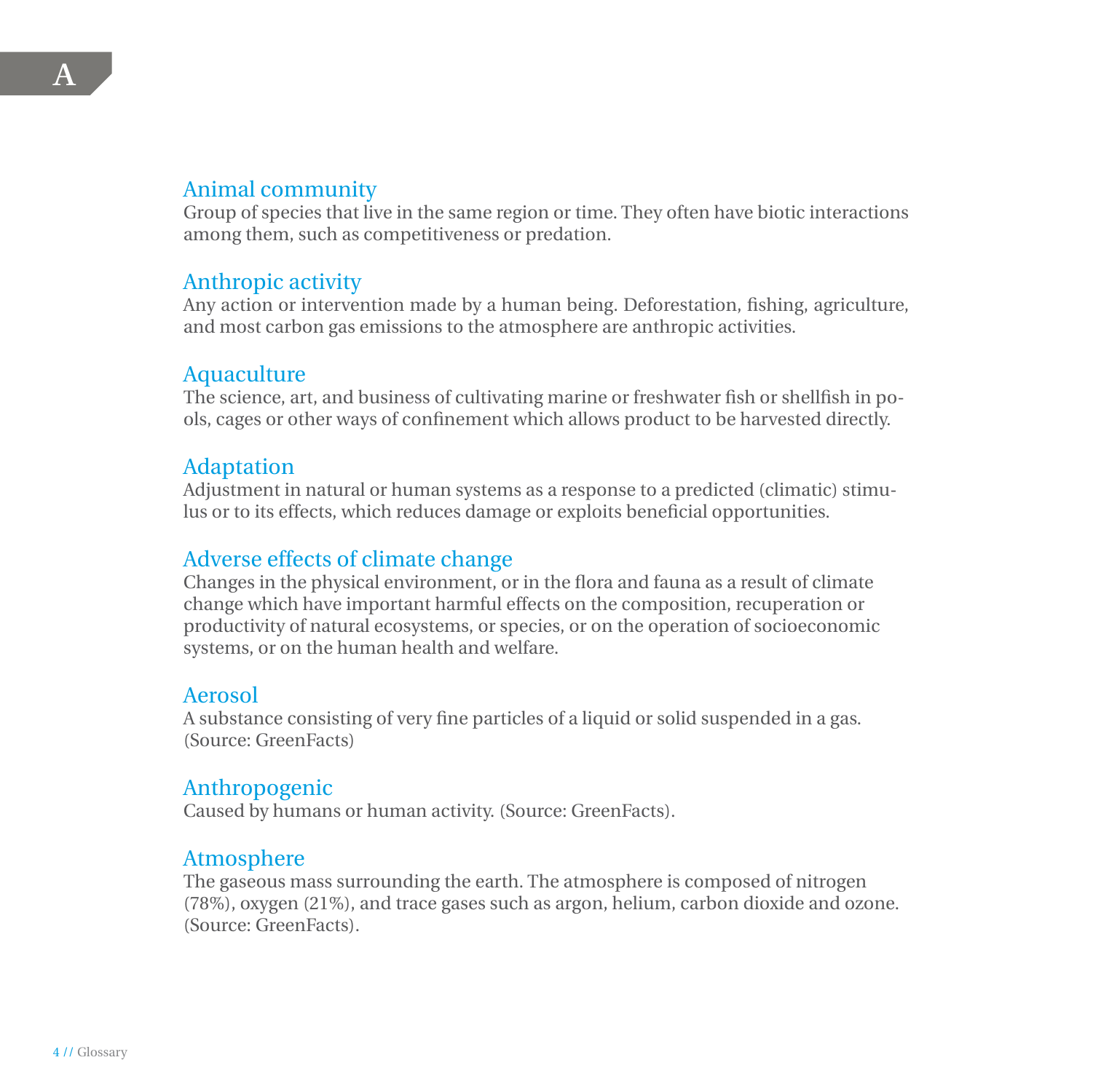# A

## Animal community

Group of species that live in the same region or time. They often have biotic interactions among them, such as competitiveness or predation.

## Anthropic activity

Any action or intervention made by a human being. Deforestation, fishing, agriculture, and most carbon gas emissions to the atmosphere are anthropic activities.

## Aquaculture

The science, art, and business of cultivating marine or freshwater fish or shellfish in pools, cages or other ways of confinement which allows product to be harvested directly.

## Adaptation

Adjustment in natural or human systems as a response to a predicted (climatic) stimulus or to its effects, which reduces damage or exploits beneficial opportunities.

## Adverse effects of climate change

Changes in the physical environment, or in the flora and fauna as a result of climate change which have important harmful effects on the composition, recuperation or productivity of natural ecosystems, or species, or on the operation of socioeconomic systems, or on the human health and welfare.

## Aerosol

A substance consisting of very fine particles of a liquid or solid suspended in a gas. (Source: GreenFacts)

## Anthropogenic

Caused by humans or human activity. (Source: GreenFacts).

## Atmosphere

The gaseous mass surrounding the earth. The atmosphere is composed of nitrogen (78%), oxygen (21%), and trace gases such as argon, helium, carbon dioxide and ozone. (Source: GreenFacts).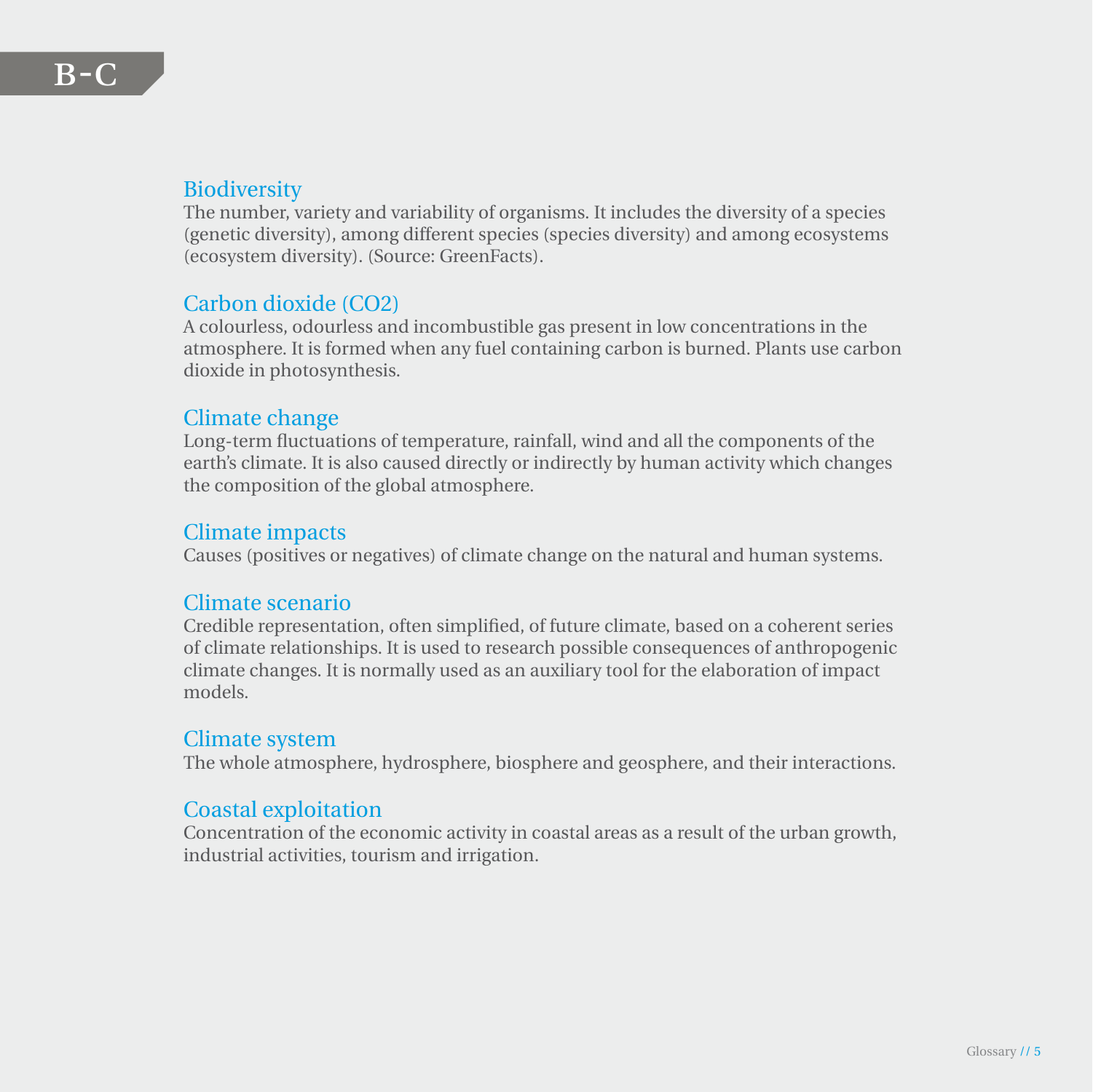# B-C

## Biodiversity

The number, variety and variability of organisms. It includes the diversity of a species (genetic diversity), among different species (species diversity) and among ecosystems (ecosystem diversity). (Source: GreenFacts).

## Carbon dioxide ($CO_2$)

A colourless, odourless and incombustible gas present in low concentrations in the atmosphere. It is formed when any fuel containing carbon is burned. Plants use carbon dioxide in photosynthesis.

## Climate change

Long-term fluctuations of temperature, rainfall, wind and all the components of the earth's climate. It is also caused directly or indirectly by human activity which changes the composition of the global atmosphere.

## Climate impacts

Causes (positives or negatives) of climate change on the natural and human systems.

## Climate scenario

Credible representation, often simplified, of future climate, based on a coherent series of climate relationships. It is used to research possible consequences of anthropogenic climate changes. It is normally used as an auxiliary tool for the elaboration of impact models.

## Climate system

The whole atmosphere, hydrosphere, biosphere and geosphere, and their interactions.

## Coastal exploitation

Concentration of the economic activity in coastal areas as a result of the urban growth, industrial activities, tourism and irrigation.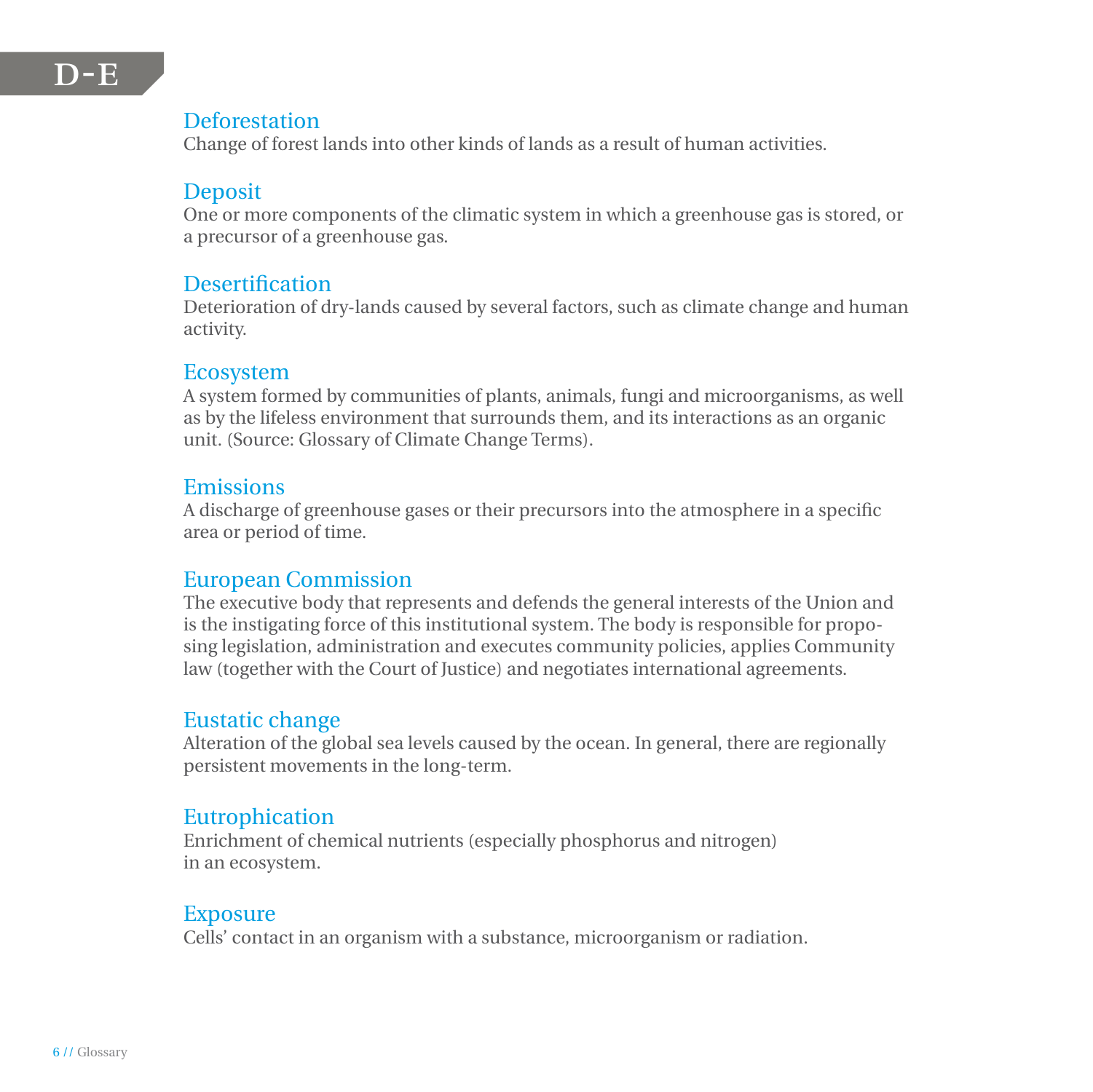# D-E

## Deforestation

Change of forest lands into other kinds of lands as a result of human activities.

## Deposit

One or more components of the climatic system in which a greenhouse gas is stored, or a precursor of a greenhouse gas.

## Desertification

Deterioration of dry-lands caused by several factors, such as climate change and human activity.

## Ecosystem

A system formed by communities of plants, animals, fungi and microorganisms, as well as by the lifeless environment that surrounds them, and its interactions as an organic unit. (Source: Glossary of Climate Change Terms).

## Emissions

A discharge of greenhouse gases or their precursors into the atmosphere in a specific area or period of time.

## European Commission

The executive body that represents and defends the general interests of the Union and is the instigating force of this institutional system. The body is responsible for proposing legislation, administration and executes community policies, applies Community law (together with the Court of Justice) and negotiates international agreements.

## Eustatic change

Alteration of the global sea levels caused by the ocean. In general, there are regionally persistent movements in the long-term.

## Eutrophication

Enrichment of chemical nutrients (especially phosphorus and nitrogen) in an ecosystem.

## Exposure

Cells' contact in an organism with a substance, microorganism or radiation.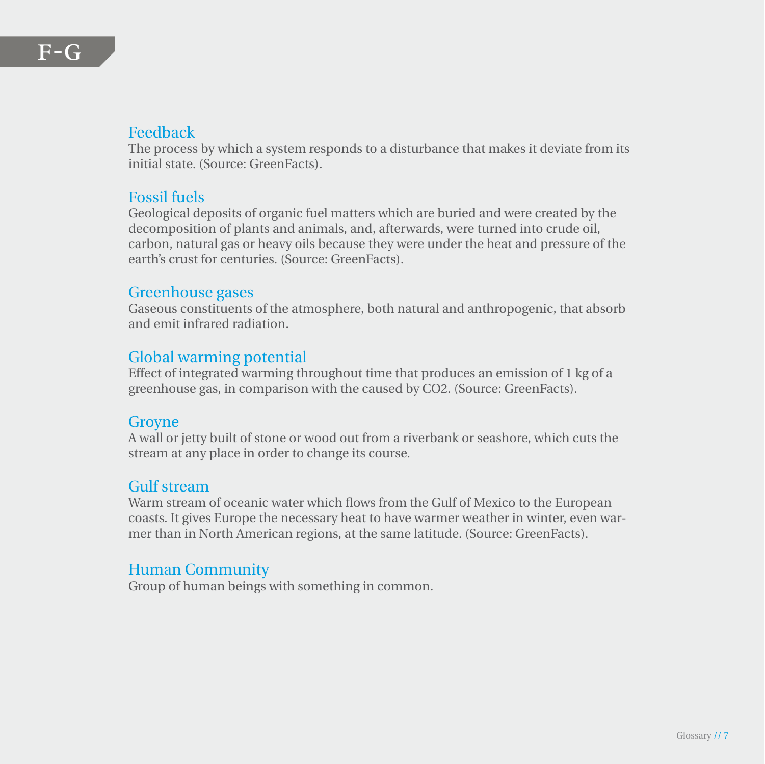# F-G

## Feedback

The process by which a system responds to a disturbance that makes it deviate from its initial state. (Source: GreenFacts).

## Fossil fuels

Geological deposits of organic fuel matters which are buried and were created by the decomposition of plants and animals, and, afterwards, were turned into crude oil, carbon, natural gas or heavy oils because they were under the heat and pressure of the earth's crust for centuries. (Source: GreenFacts).

## Greenhouse gases

Gaseous constituents of the atmosphere, both natural and anthropogenic, that absorb and emit infrared radiation.

## Global warming potential

Effect of integrated warming throughout time that produces an emission of 1 kg of a greenhouse gas, in comparison with the caused by $CO_2$. (Source: GreenFacts).

## Groyne

A wall or jetty built of stone or wood out from a riverbank or seashore, which cuts the stream at any place in order to change its course.

## Gulf stream

Warm stream of oceanic water which flows from the Gulf of Mexico to the European coasts. It gives Europe the necessary heat to have warmer weather in winter, even warmer than in North American regions, at the same latitude. (Source: GreenFacts).

## Human Community

Group of human beings with something in common.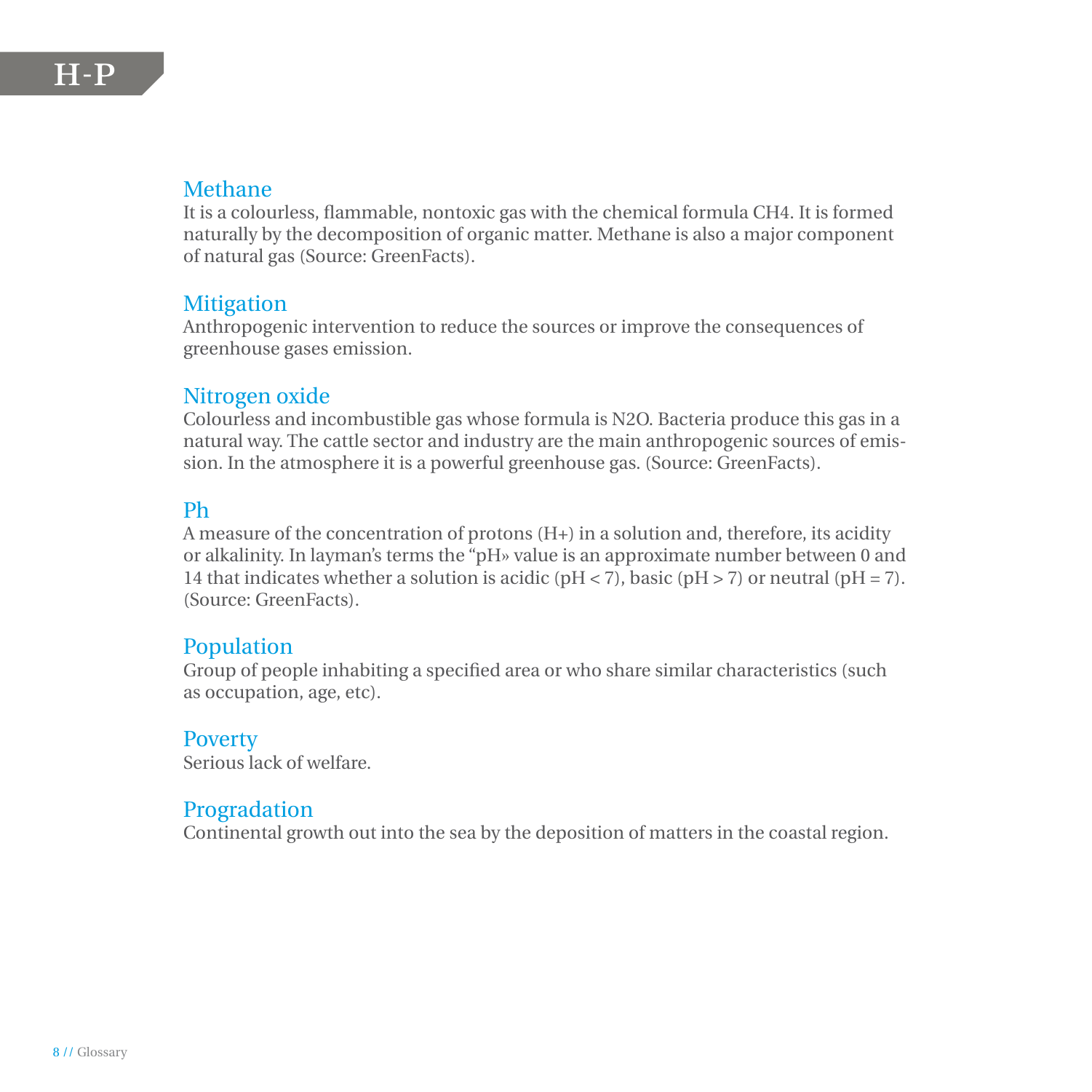# H-P

## Methane

It is a colourless, flammable, nontoxic gas with the chemical formula $CH_4$. It is formed naturally by the decomposition of organic matter. Methane is also a major component of natural gas (Source: GreenFacts).

## Mitigation

Anthropogenic intervention to reduce the sources or improve the consequences of greenhouse gases emission.

## Nitrogen oxide

Colourless and incombustible gas whose formula is $N_2O$. Bacteria produce this gas in a natural way. The cattle sector and industry are the main anthropogenic sources of emission. In the atmosphere it is a powerful greenhouse gas. (Source: GreenFacts).

## Ph

A measure of the concentration of protons ($H^+$) in a solution and, therefore, its acidity or alkalinity. In layman's terms the "pH» value is an approximate number between 0 and 14 that indicates whether a solution is acidic ($pH < 7$), basic ($pH > 7$) or neutral ($pH = 7$). (Source: GreenFacts).

## Population

Group of people inhabiting a specified area or who share similar characteristics (such as occupation, age, etc).

## Poverty

Serious lack of welfare.

## Progradation

Continental growth out into the sea by the deposition of matters in the coastal region.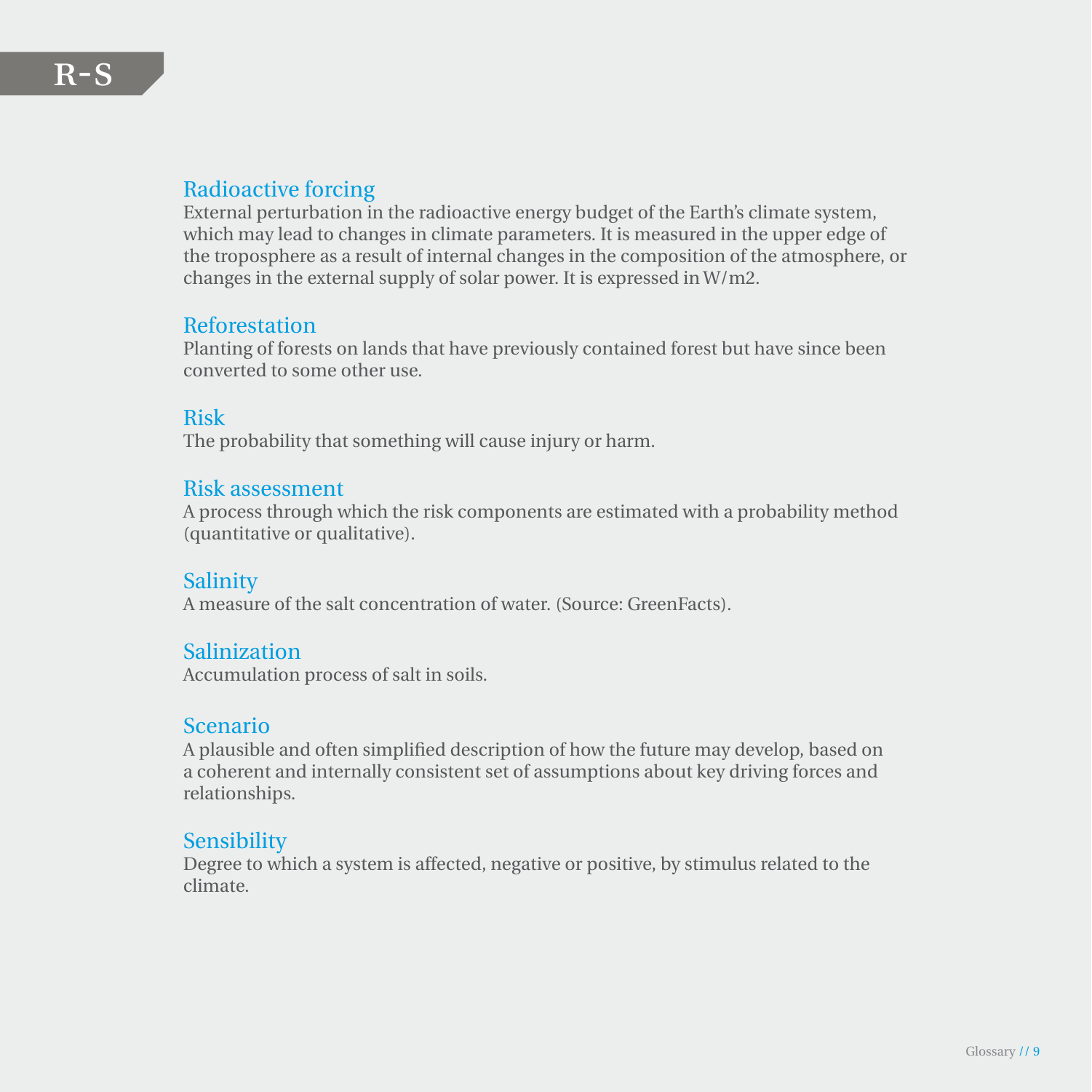# R-S

### Radioactive forcing

External perturbation in the radioactive energy budget of the Earth's climate system, which may lead to changes in climate parameters. It is measured in the upper edge of the troposphere as a result of internal changes in the composition of the atmosphere, or changes in the external supply of solar power. It is expressed in W/m2.

### Reforestation

Planting of forests on lands that have previously contained forest but have since been converted to some other use.

### Risk

The probability that something will cause injury or harm.

### Risk assessment

A process through which the risk components are estimated with a probability method (quantitative or qualitative).

### Salinity

A measure of the salt concentration of water. (Source: GreenFacts).

### Salinization

Accumulation process of salt in soils.

### Scenario

A plausible and often simplified description of how the future may develop, based on a coherent and internally consistent set of assumptions about key driving forces and relationships.

### Sensibility

Degree to which a system is affected, negative or positive, by stimulus related to the climate.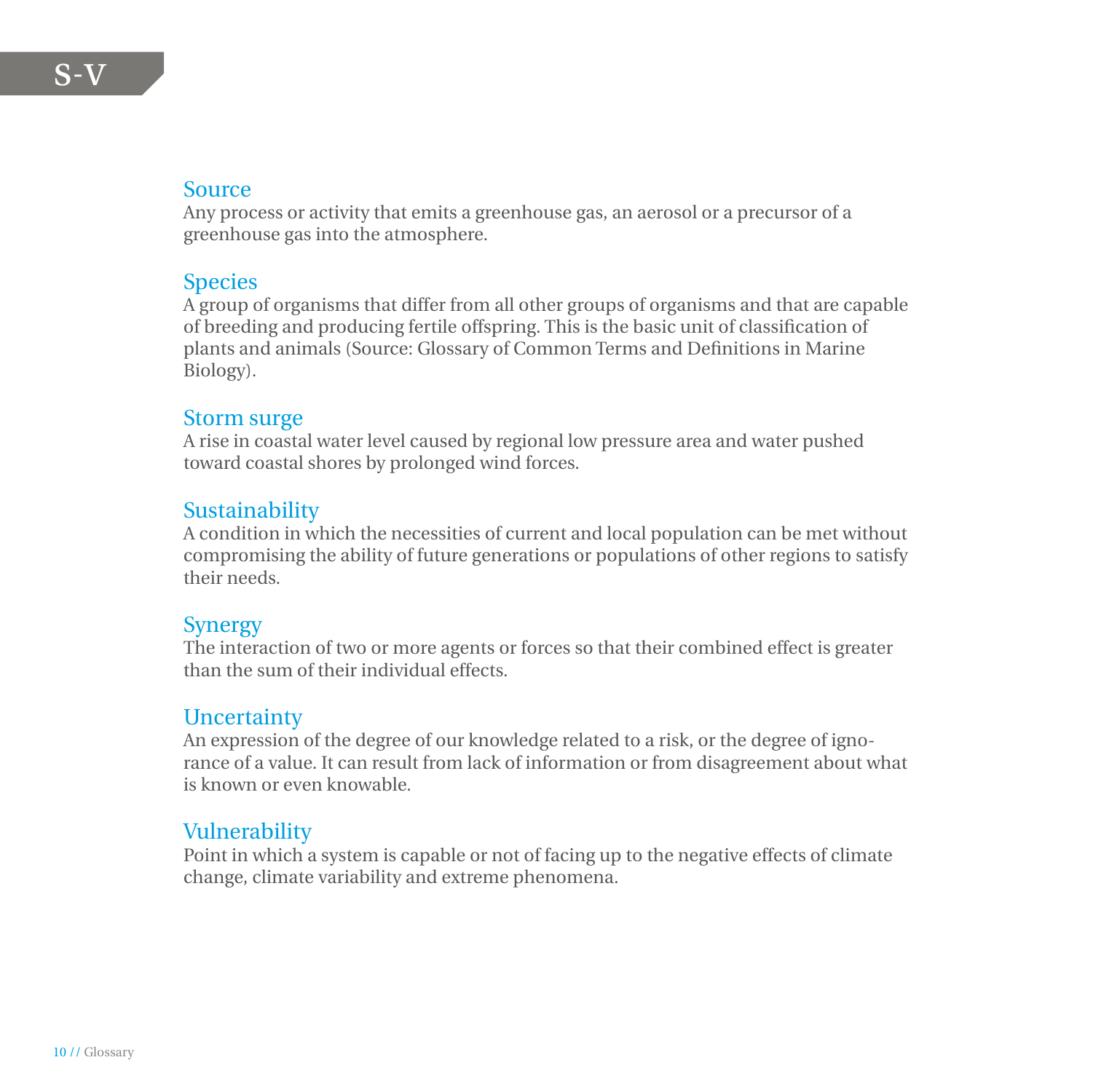# S-V

## Source

Any process or activity that emits a greenhouse gas, an aerosol or a precursor of a greenhouse gas into the atmosphere.

## Species

A group of organisms that differ from all other groups of organisms and that are capable of breeding and producing fertile offspring. This is the basic unit of classification of plants and animals (Source: Glossary of Common Terms and Definitions in Marine Biology).

## Storm surge

A rise in coastal water level caused by regional low pressure area and water pushed toward coastal shores by prolonged wind forces.

## Sustainability

A condition in which the necessities of current and local population can be met without compromising the ability of future generations or populations of other regions to satisfy their needs.

## Synergy

The interaction of two or more agents or forces so that their combined effect is greater than the sum of their individual effects.

## Uncertainty

An expression of the degree of our knowledge related to a risk, or the degree of ignorance of a value. It can result from lack of information or from disagreement about what is known or even knowable.

## Vulnerability

Point in which a system is capable or not of facing up to the negative effects of climate change, climate variability and extreme phenomena.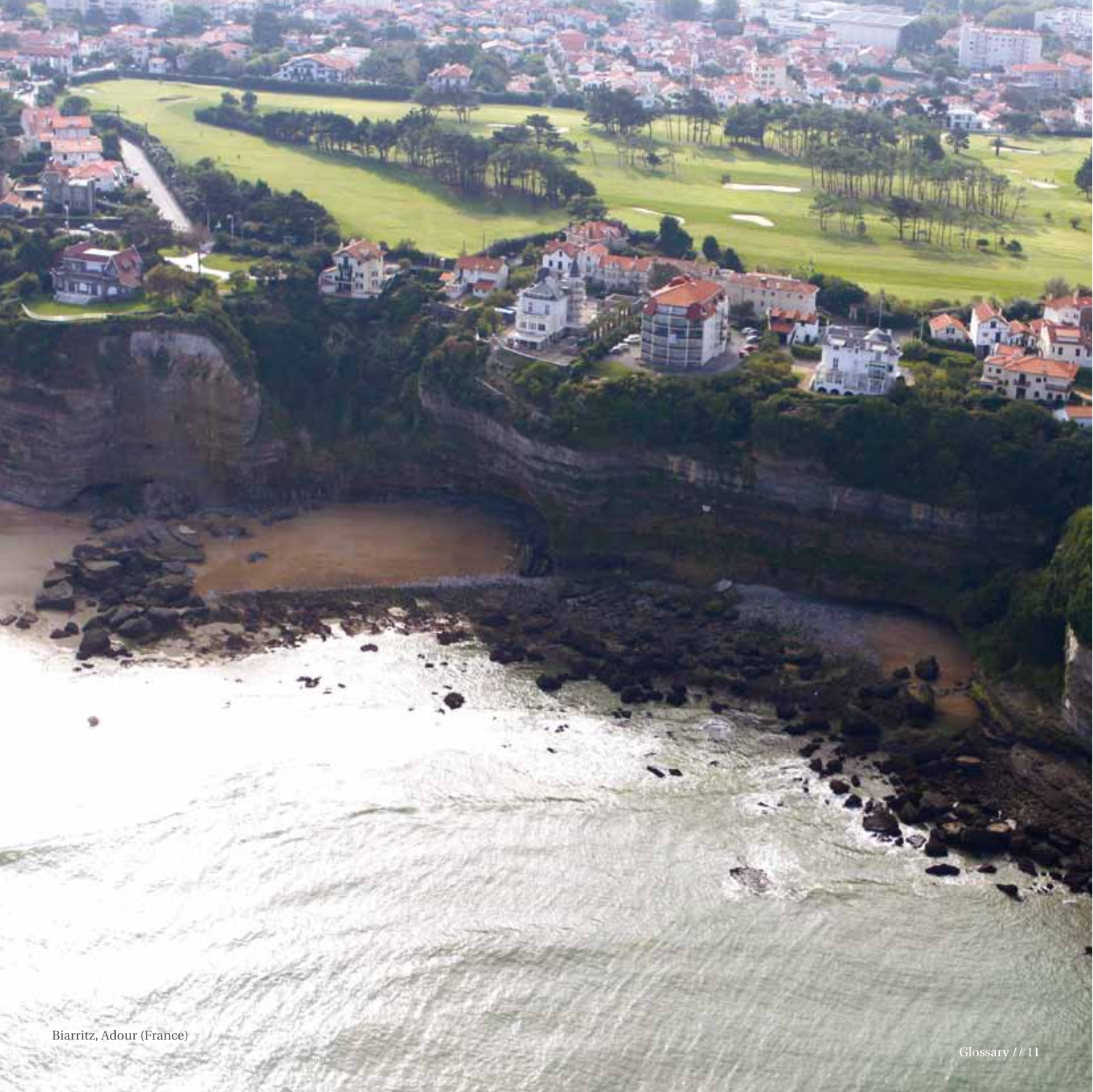Biarritz, Adour (France)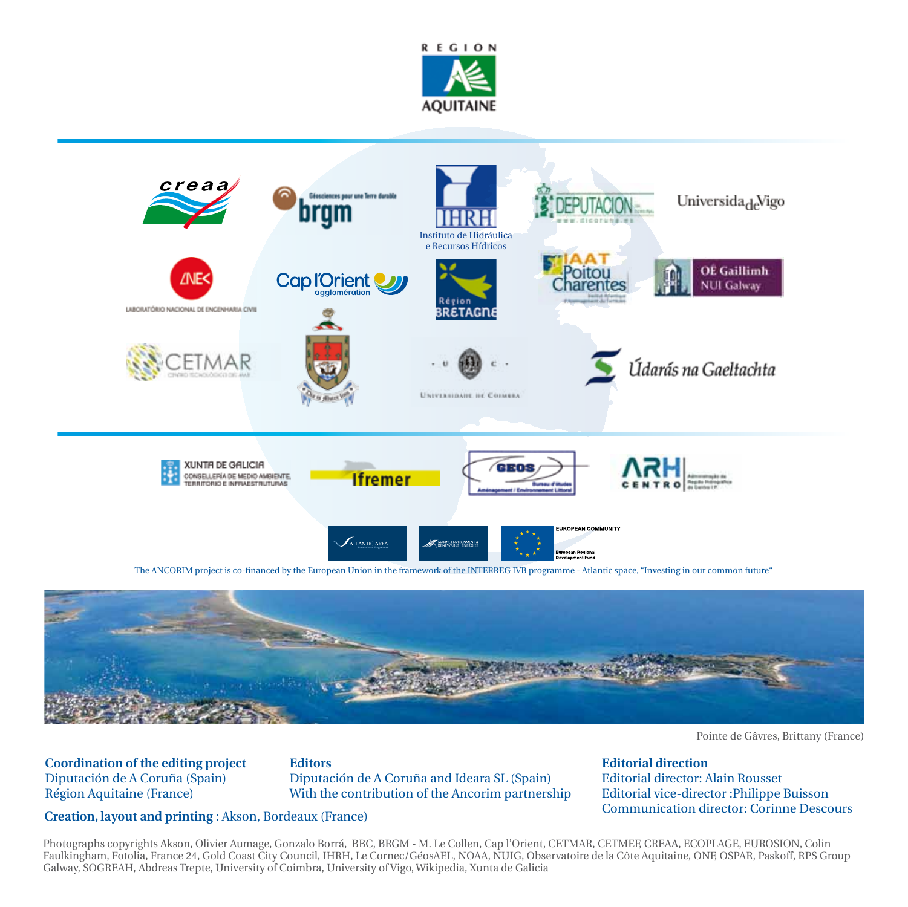The ANCORIM project is co-financed by the European Union in the framework of the INTERREG IVB programme - Atlantic space, "Investing in our common future"

Pointe de Gâvres, Brittany (France)

**Coordination of the editing project**
Diputación de A Coruña (Spain)
Région Aquitaine (France)

**Editors**
Diputación de A Coruña and Ideara SL (Spain)
With the contribution of the Ancorim partnership

**Editorial direction**
Editorial director: Alain Rousset
Editorial vice-director :Philippe Buisson
Communication director: Corinne Descours

**Creation, layout and printing** : Akson, Bordeaux (France)

Photographs copyrights Akson, Olivier Aumage, Gonzalo Borrá, BBC, BRGM - M. Le Collen, Cap l'Orient, CETMAR, CETMEF, CREAA, ECOPLAGE, EUROSION, Colin Faulkingham, Fotolia, France 24, Gold Coast City Council, IHRH, Le Cornec/GéosAEL, NOAA, NUIG, Observatoire de la Côte Aquitaine, ONF, OSPAR, Paskoff, RPS Group Galway, SOGREAH, Abdreas Trepte, University of Coimbra, University of Vigo, Wikipedia, Xunta de Galicia